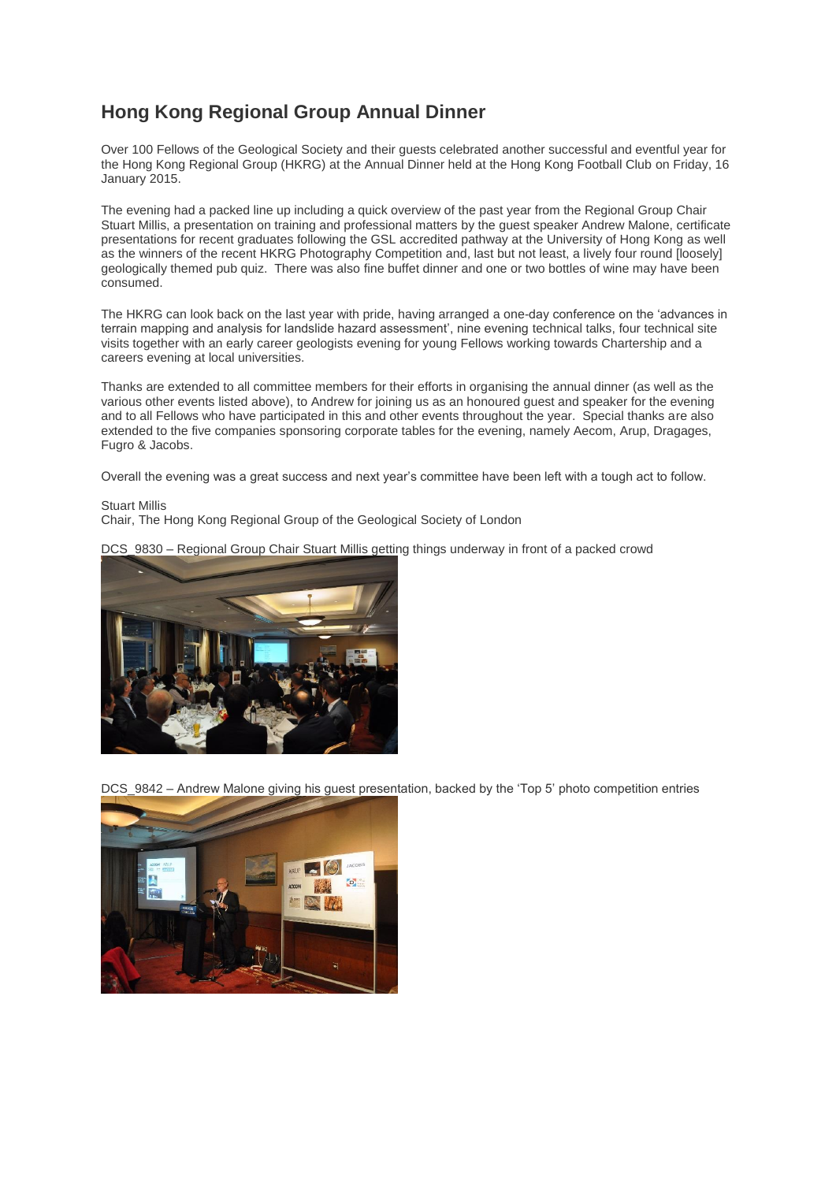# Hong Kong Regional Group Annual Dinner

Over 100 Fellows of the Geological Society and their guests celebrated another successful and eventful year for the Hong Kong Regional Group (HKRG) at the Annual Dinner held at the Hong Kong Football Club on Friday, 16 January 2015.

The evening had a packed line up including a quick overview of the past year from the Regional Group Chair Stuart Millis, a presentation on training and professional matters by the guest speaker Andrew Malone, certificate presentations for recent graduates following the GSL accredited pathway at the University of Hong Kong as well as the winners of the recent HKRG Photography Competition and, last but not least, a lively four round [loosely] geologically themed pub quiz. There was also fine buffet dinner and one or two bottles of wine may have been consumed.

The HKRG can look back on the last year with pride, having arranged a one-day conference on the 'advances in terrain mapping and analysis for landslide hazard assessment', nine evening technical talks, four technical site visits together with an early career geologists evening for young Fellows working towards Chartership and a careers evening at local universities.

Thanks are extended to all committee members for their efforts in organising the annual dinner (as well as the various other events listed above), to Andrew for joining us as an honoured guest and speaker for the evening and to all Fellows who have participated in this and other events throughout the year. Special thanks are also extended to the five companies sponsoring corporate tables for the evening, namely Aecom, Arup, Dragages, Fugro & Jacobs.

Overall the evening was a great success and next year's committee have been left with a tough act to follow.

Stuart Millis
Chair, The Hong Kong Regional Group of the Geological Society of London

DCS_9830 – Regional Group Chair Stuart Millis getting things underway in front of a packed crowd

DCS_9842 – Andrew Malone giving his guest presentation, backed by the 'Top 5' photo competition entries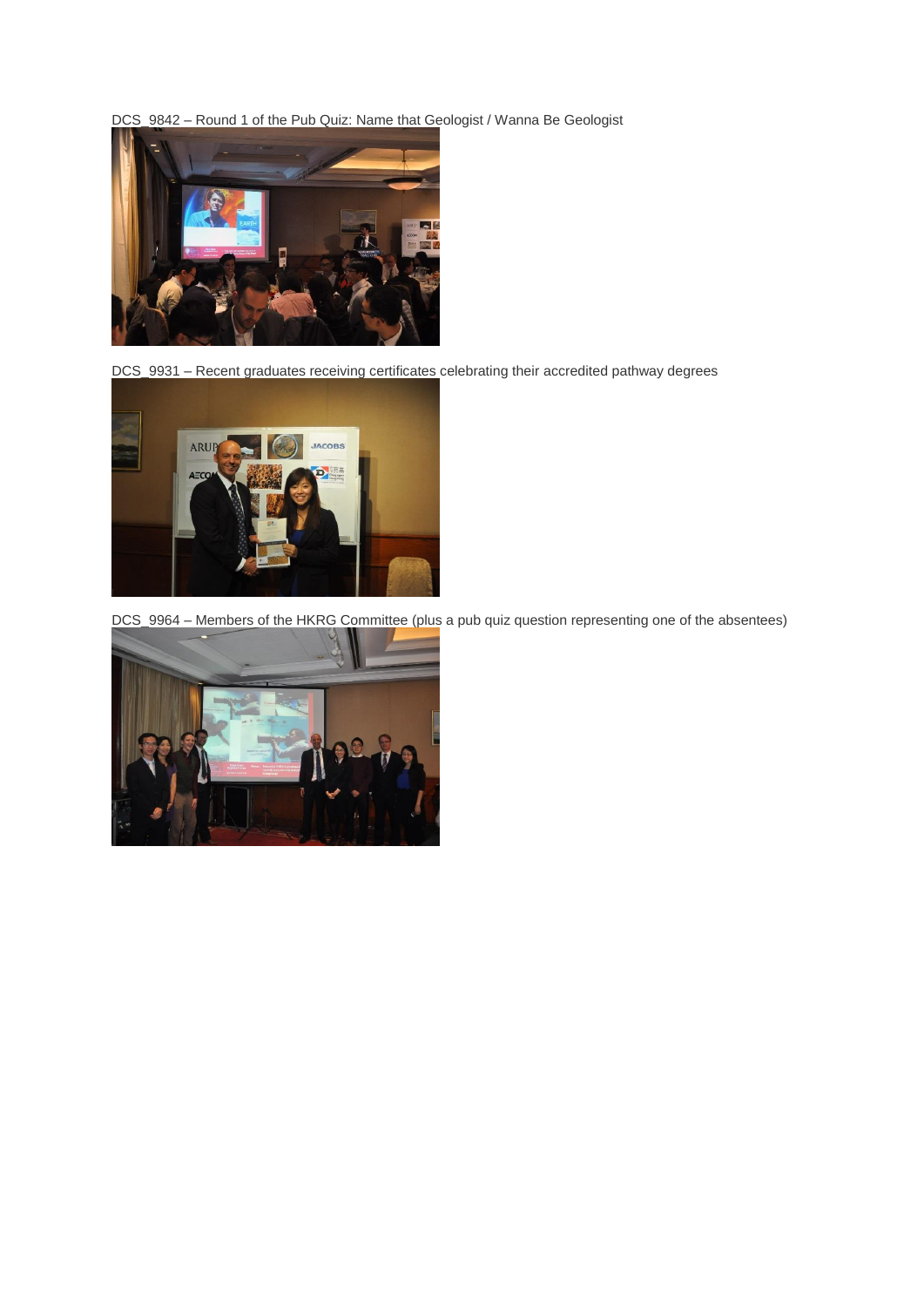DCS_9842 – Round 1 of the Pub Quiz: Name that Geologist / Wanna Be Geologist

DCS_9931 – Recent graduates receiving certificates celebrating their accredited pathway degrees

DCS_9964 – Members of the HKRG Committee (plus a pub quiz question representing one of the absentees)